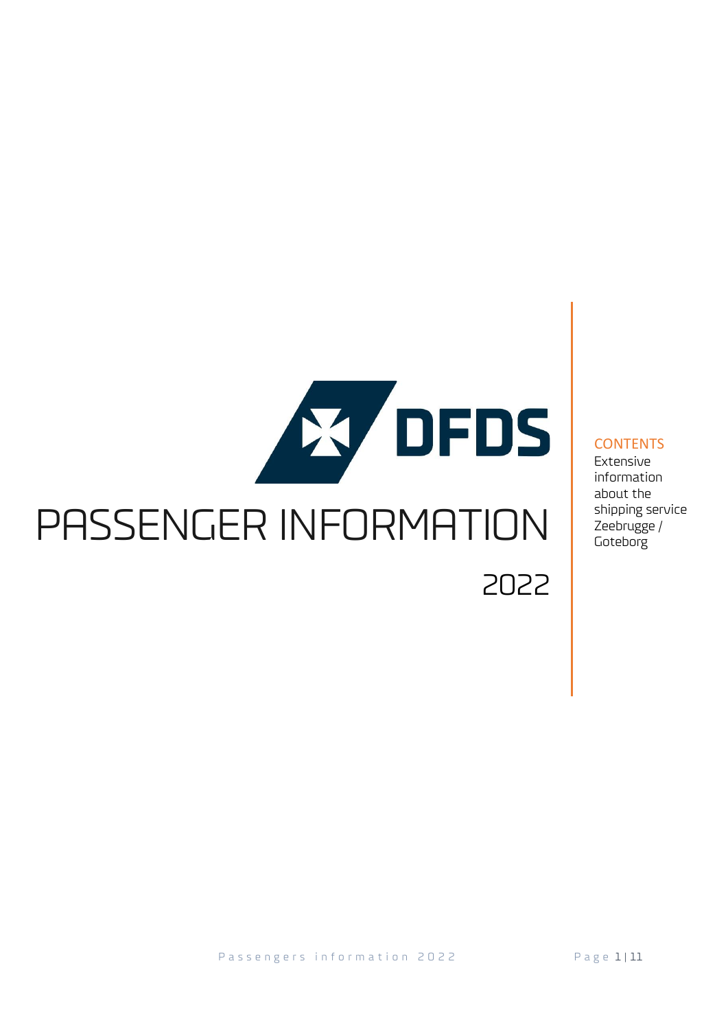DFDS

# PASSENGER INFORMATION

2022

**CONTENTS**

Extensive information about the shipping service Zeebrugge / Goteborg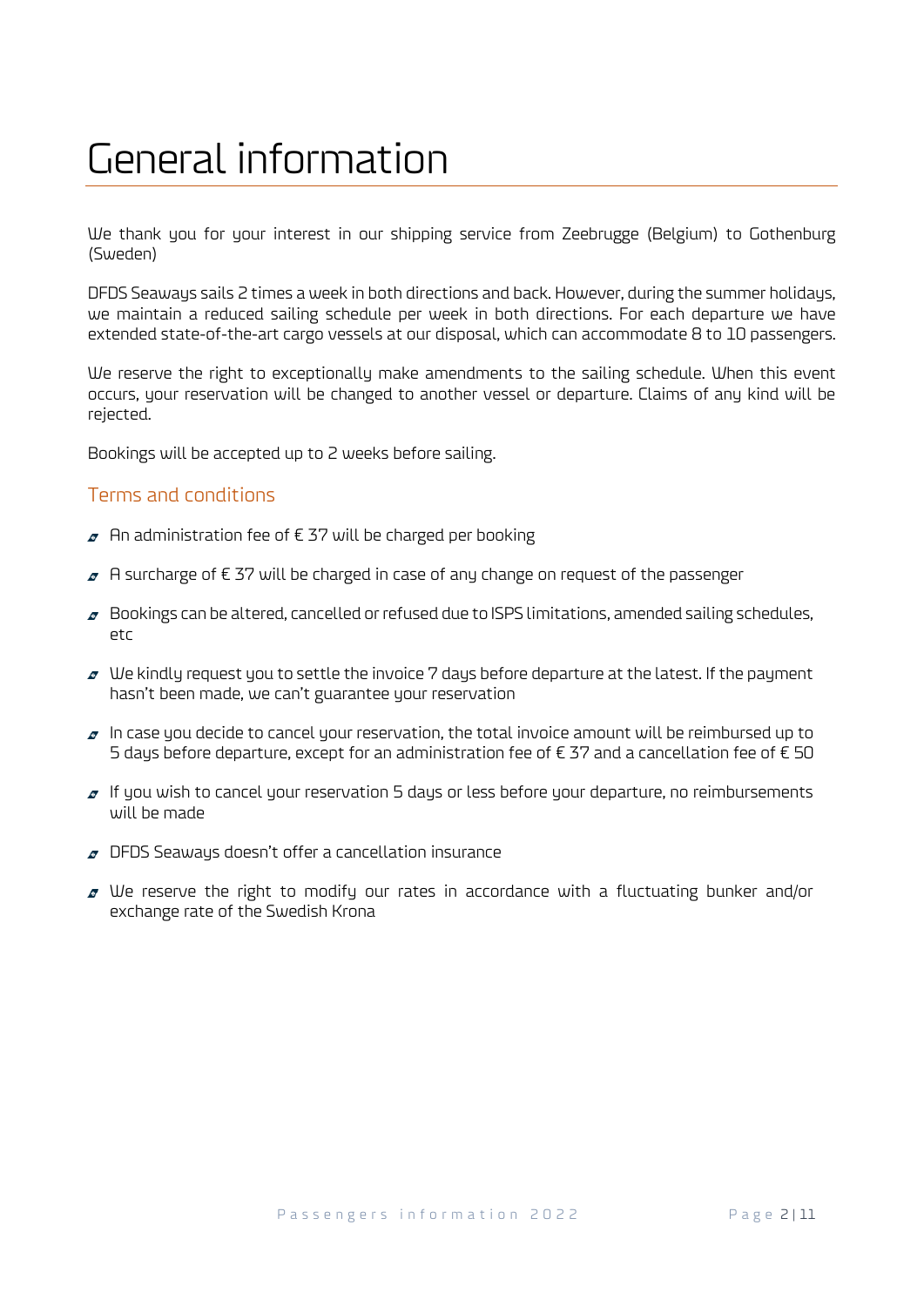# General information

We thank you for your interest in our shipping service from Zeebrugge (Belgium) to Gothenburg (Sweden)

DFDS Seaways sails 2 times a week in both directions and back. However, during the summer holidays, we maintain a reduced sailing schedule per week in both directions. For each departure we have extended state-of-the-art cargo vessels at our disposal, which can accommodate 8 to 10 passengers.

We reserve the right to exceptionally make amendments to the sailing schedule. When this event occurs, your reservation will be changed to another vessel or departure. Claims of any kind will be rejected.

Bookings will be accepted up to 2 weeks before sailing.

## Terms and conditions

- An administration fee of € 37 will be charged per booking
- A surcharge of € 37 will be charged in case of any change on request of the passenger
- Bookings can be altered, cancelled or refused due to ISPS limitations, amended sailing schedules, etc
- We kindly request you to settle the invoice 7 days before departure at the latest. If the payment hasn't been made, we can't guarantee your reservation
- In case you decide to cancel your reservation, the total invoice amount will be reimbursed up to 5 days before departure, except for an administration fee of € 37 and a cancellation fee of € 50
- If you wish to cancel your reservation 5 days or less before your departure, no reimbursements will be made
- DFDS Seaways doesn't offer a cancellation insurance
- We reserve the right to modify our rates in accordance with a fluctuating bunker and/or exchange rate of the Swedish Krona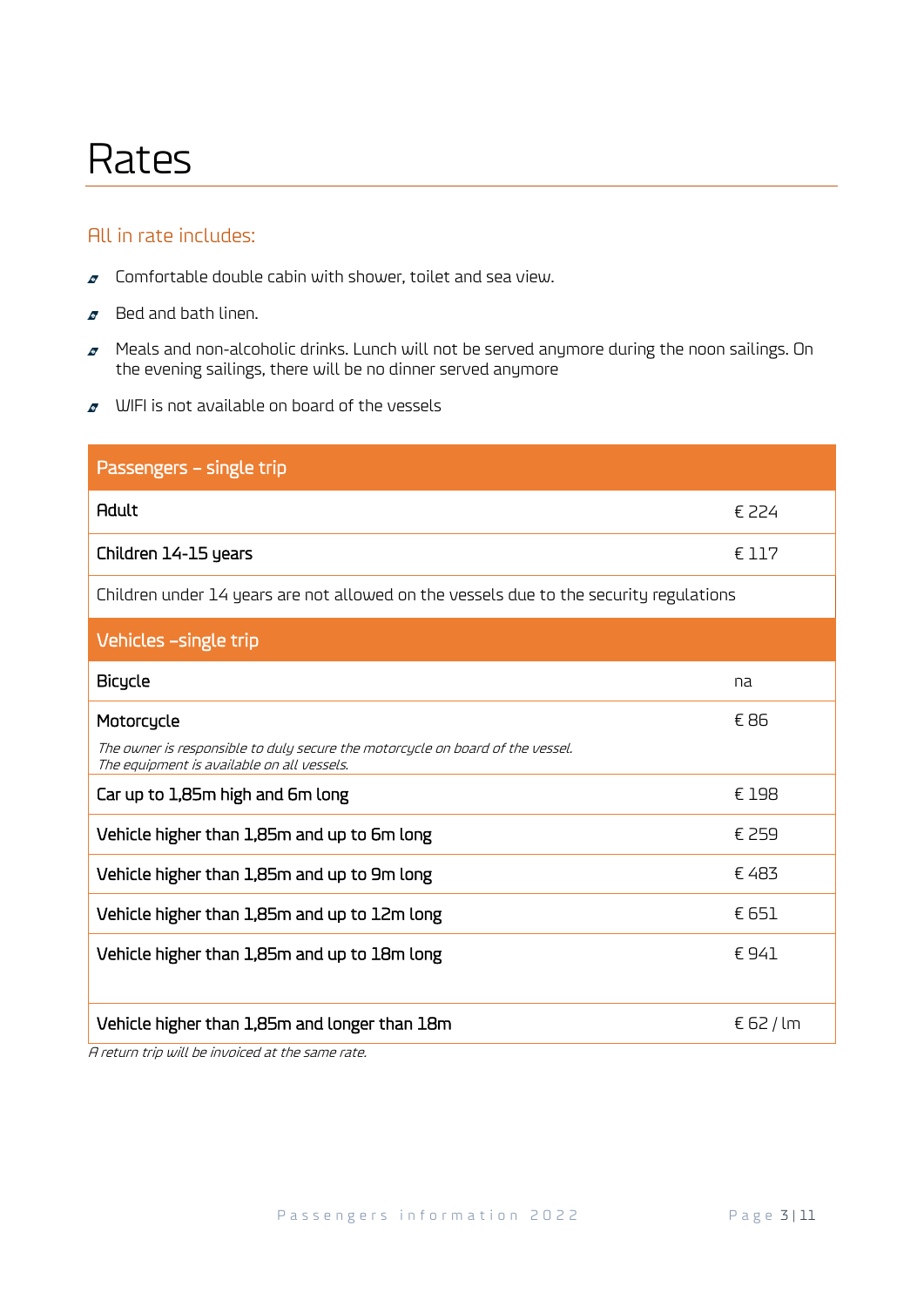# Rates

## All in rate includes:

- Comfortable double cabin with shower, toilet and sea view.
- Bed and bath linen.
- Meals and non-alcoholic drinks. Lunch will not be served anymore during the noon sailings. On the evening sailings, there will be no dinner served anymore
- WIFI is not available on board of the vessels

| Passengers – single trip | |
|---|---|
| Adult | € 224 |
| Children 14-15 years | € 117 |
| Children under 14 years are not allowed on the vessels due to the security regulations | |
| **Vehicles –single trip** | |
| Bicycle | na |
| Motorcycle<br>*The owner is responsible to duly secure the motorcycle on board of the vessel. The equipment is available on all vessels.* | € 86 |
| Car up to 1,85m high and 6m long | € 198 |
| Vehicle higher than 1,85m and up to 6m long | € 259 |
| Vehicle higher than 1,85m and up to 9m long | € 483 |
| Vehicle higher than 1,85m and up to 12m long | € 651 |
| Vehicle higher than 1,85m and up to 18m long | € 941 |
| Vehicle higher than 1,85m and longer than 18m | € 62 / lm |

*A return trip will be invoiced at the same rate.*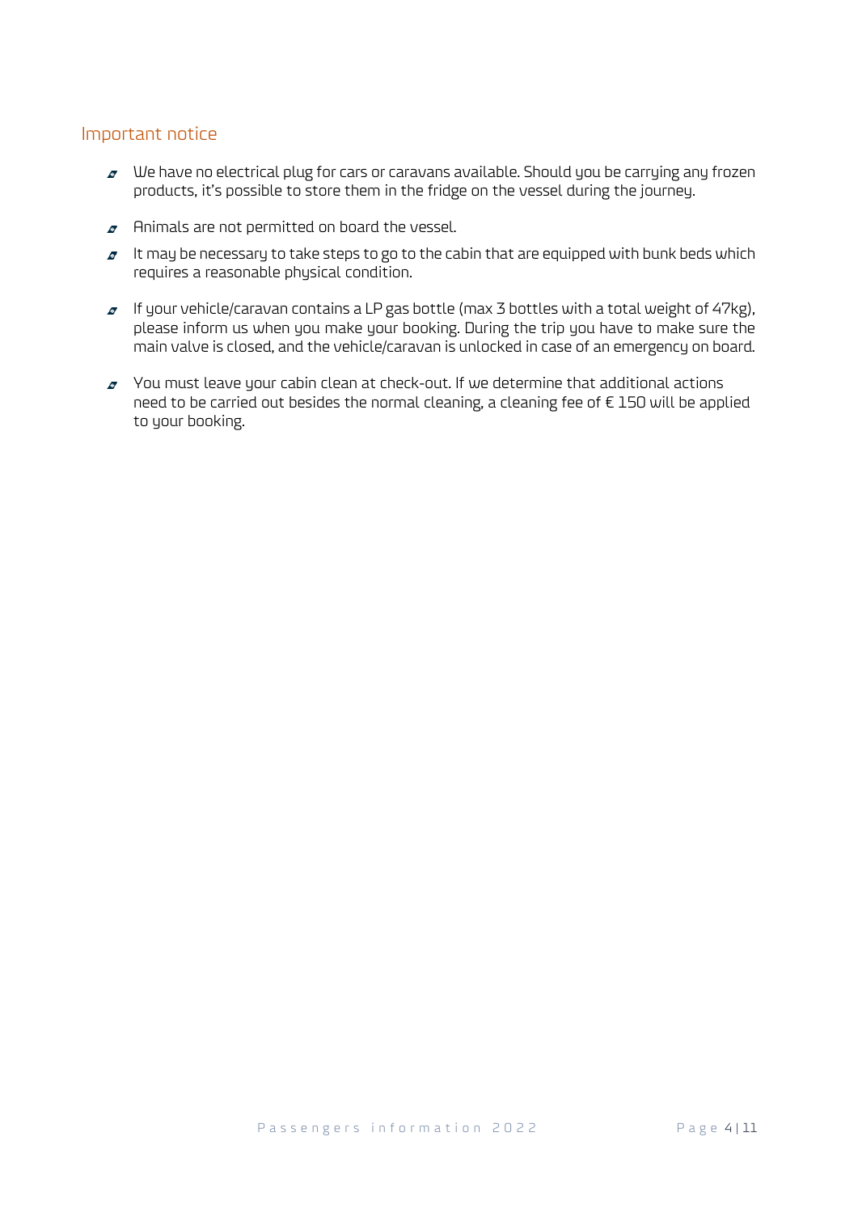## Important notice

- We have no electrical plug for cars or caravans available. Should you be carrying any frozen products, it's possible to store them in the fridge on the vessel during the journey.
- Animals are not permitted on board the vessel.
- It may be necessary to take steps to go to the cabin that are equipped with bunk beds which requires a reasonable physical condition.
- If your vehicle/caravan contains a LP gas bottle (max 3 bottles with a total weight of 47kg), please inform us when you make your booking. During the trip you have to make sure the main valve is closed, and the vehicle/caravan is unlocked in case of an emergency on board.
- You must leave your cabin clean at check-out. If we determine that additional actions need to be carried out besides the normal cleaning, a cleaning fee of € 150 will be applied to your booking.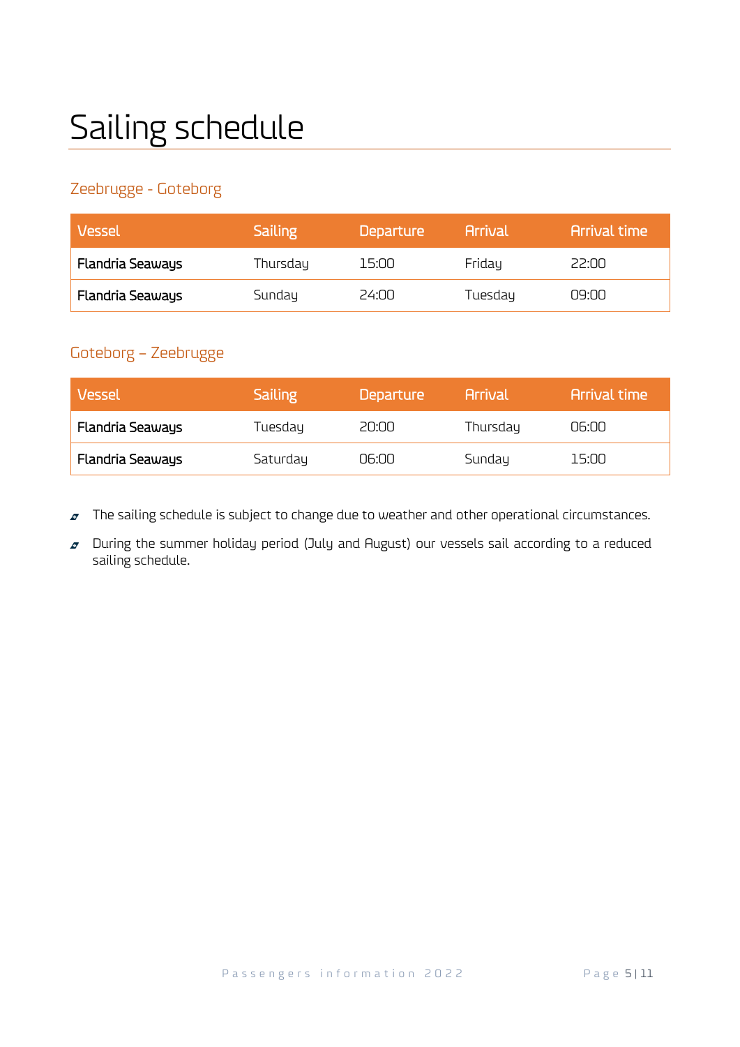# Sailing schedule

## Zeebrugge - Goteborg

| Vessel | Sailing | Departure | Arrival | Arrival time |
|---|---|---|---|---|
| **Flandria Seaways** | Thursday | 15:00 | Friday | 22:00 |
| **Flandria Seaways** | Sunday | 24:00 | Tuesday | 09:00 |

## Goteborg – Zeebrugge

| Vessel | Sailing | Departure | Arrival | Arrival time |
|---|---|---|---|---|
| **Flandria Seaways** | Tuesday | 20:00 | Thursday | 06:00 |
| **Flandria Seaways** | Saturday | 06:00 | Sunday | 15:00 |

- The sailing schedule is subject to change due to weather and other operational circumstances.
- During the summer holiday period (July and August) our vessels sail according to a reduced sailing schedule.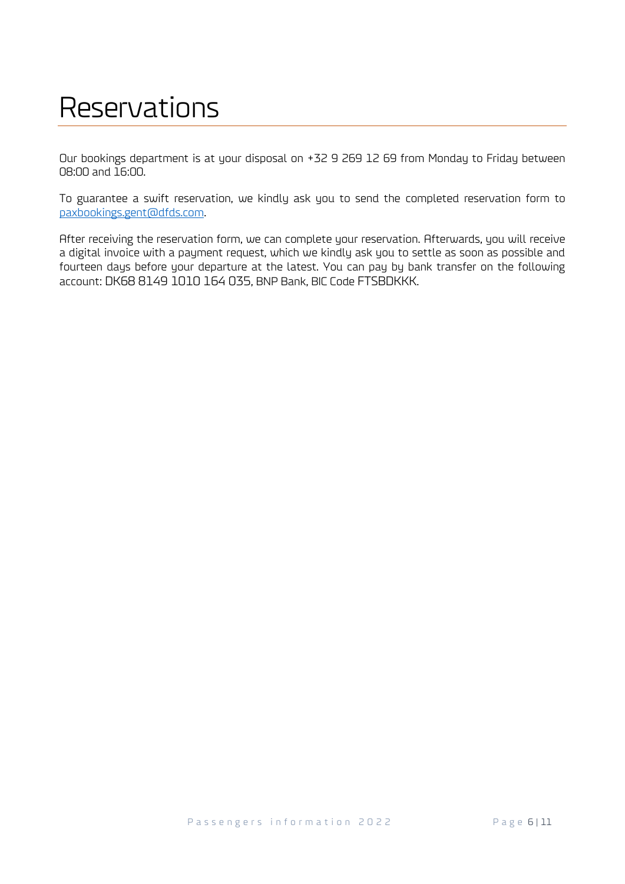# Reservations

Our bookings department is at your disposal on +32 9 269 12 69 from Monday to Friday between 08:00 and 16:00.

To guarantee a swift reservation, we kindly ask you to send the completed reservation form to paxbookings.gent@dfds.com.

After receiving the reservation form, we can complete your reservation. Afterwards, you will receive a digital invoice with a payment request, which we kindly ask you to settle as soon as possible and fourteen days before your departure at the latest. You can pay by bank transfer on the following account: DK68 8149 1010 164 035, BNP Bank, BIC Code FTSBDKKK.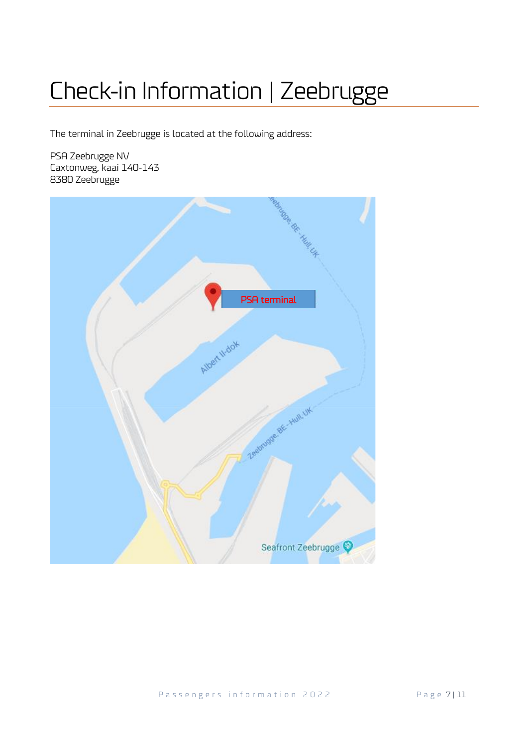# Check-in Information | Zeebrugge

The terminal in Zeebrugge is located at the following address:

PSA Zeebrugge NV
Caxtonweg, kaai 140-143
8380 Zeebrugge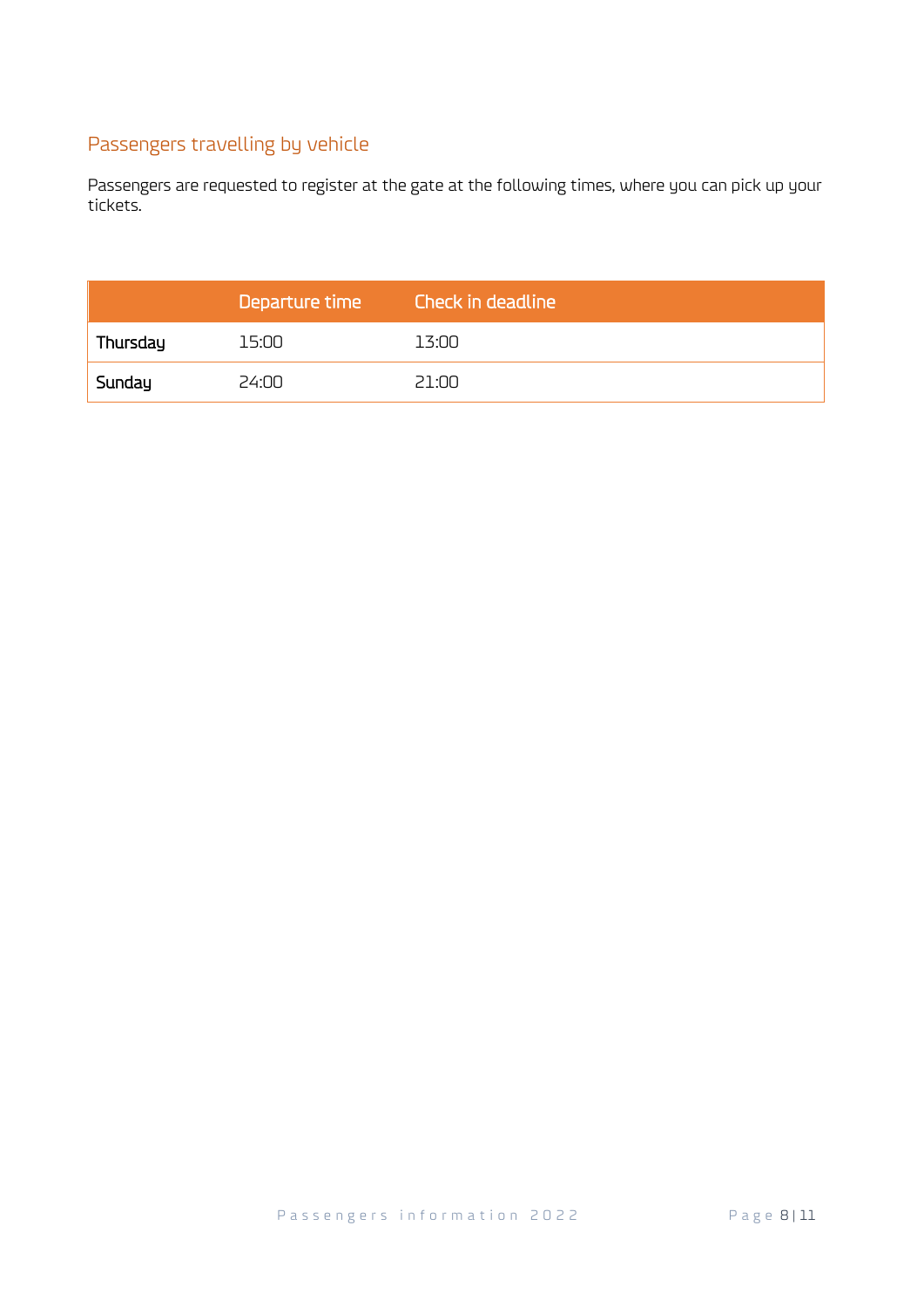## Passengers travelling by vehicle

Passengers are requested to register at the gate at the following times, where you can pick up your tickets.

| | Departure time | Check in deadline |
|---|---|---|
| **Thursday** | 15:00 | 13:00 |
| **Sunday** | 24:00 | 21:00 |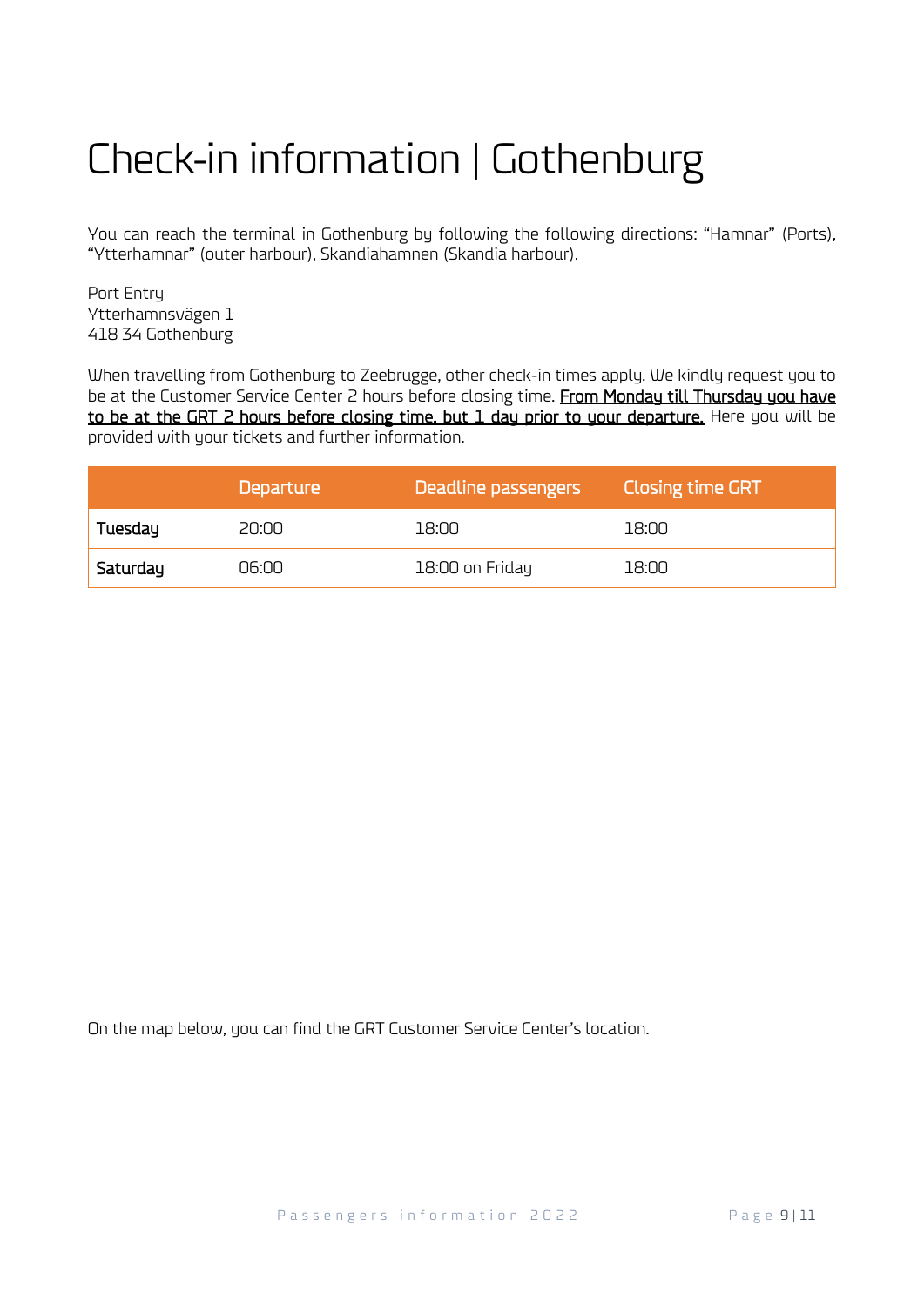# Check-in information | Gothenburg

You can reach the terminal in Gothenburg by following the following directions: "Hamnar" (Ports), "Ytterhamnar" (outer harbour), Skandiahamnen (Skandia harbour).

Port Entry
Ytterhamnsvägen 1
418 34 Gothenburg

When travelling from Gothenburg to Zeebrugge, other check-in times apply. We kindly request you to be at the Customer Service Center 2 hours before closing time. **From Monday till Thursday you have to be at the GRT 2 hours before closing time, but 1 day prior to your departure.** Here you will be provided with your tickets and further information.

| | Departure | Deadline passengers | Closing time GRT |
|---|---|---|---|
| **Tuesday** | 20:00 | 18:00 | 18:00 |
| **Saturday** | 06:00 | 18:00 on Friday | 18:00 |

On the map below, you can find the GRT Customer Service Center's location.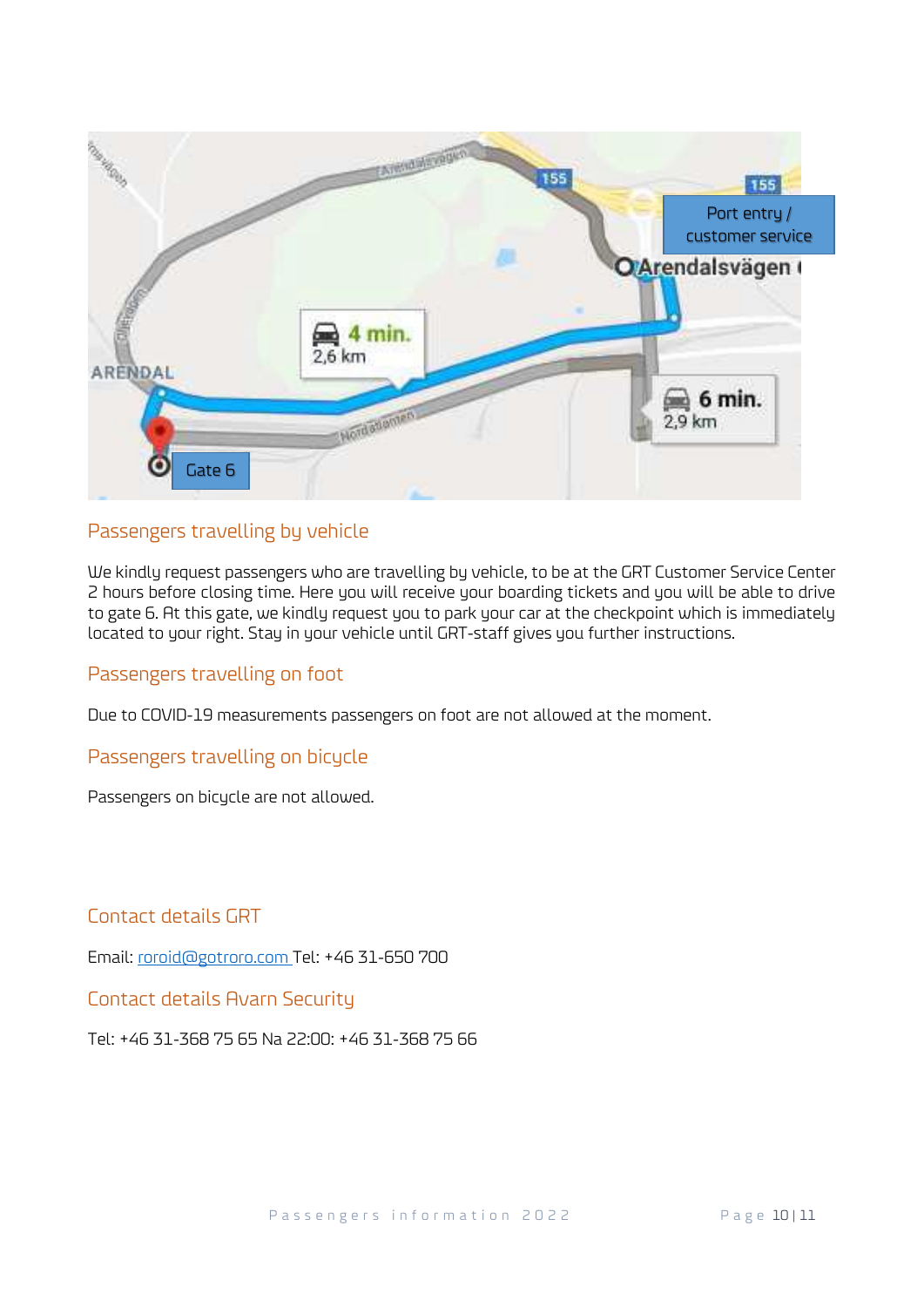## Passengers travelling by vehicle

We kindly request passengers who are travelling by vehicle, to be at the GRT Customer Service Center 2 hours before closing time. Here you will receive your boarding tickets and you will be able to drive to gate 6. At this gate, we kindly request you to park your car at the checkpoint which is immediately located to your right. Stay in your vehicle until GRT-staff gives you further instructions.

## Passengers travelling on foot

Due to COVID-19 measurements passengers on foot are not allowed at the moment.

## Passengers travelling on bicycle

Passengers on bicycle are not allowed.

## Contact details GRT

Email: roroid@gotroro.com Tel: +46 31-650 700

## Contact details Avarn Security

Tel: +46 31-368 75 65 Na 22:00: +46 31-368 75 66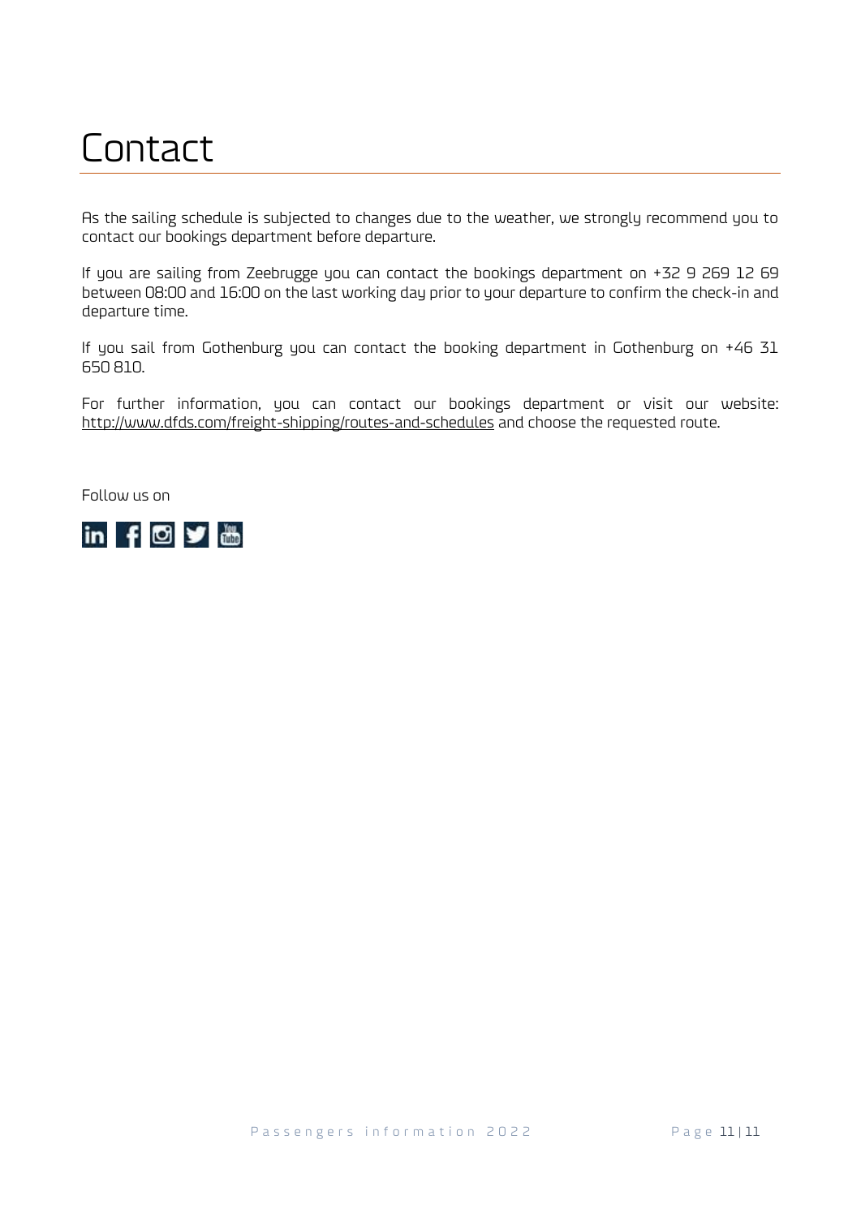# Contact

As the sailing schedule is subjected to changes due to the weather, we strongly recommend you to contact our bookings department before departure.

If you are sailing from Zeebrugge you can contact the bookings department on +32 9 269 12 69 between 08:00 and 16:00 on the last working day prior to your departure to confirm the check-in and departure time.

If you sail from Gothenburg you can contact the booking department in Gothenburg on +46 31 650 810.

For further information, you can contact our bookings department or visit our website: http://www.dfds.com/freight-shipping/routes-and-schedules and choose the requested route.

Follow us on